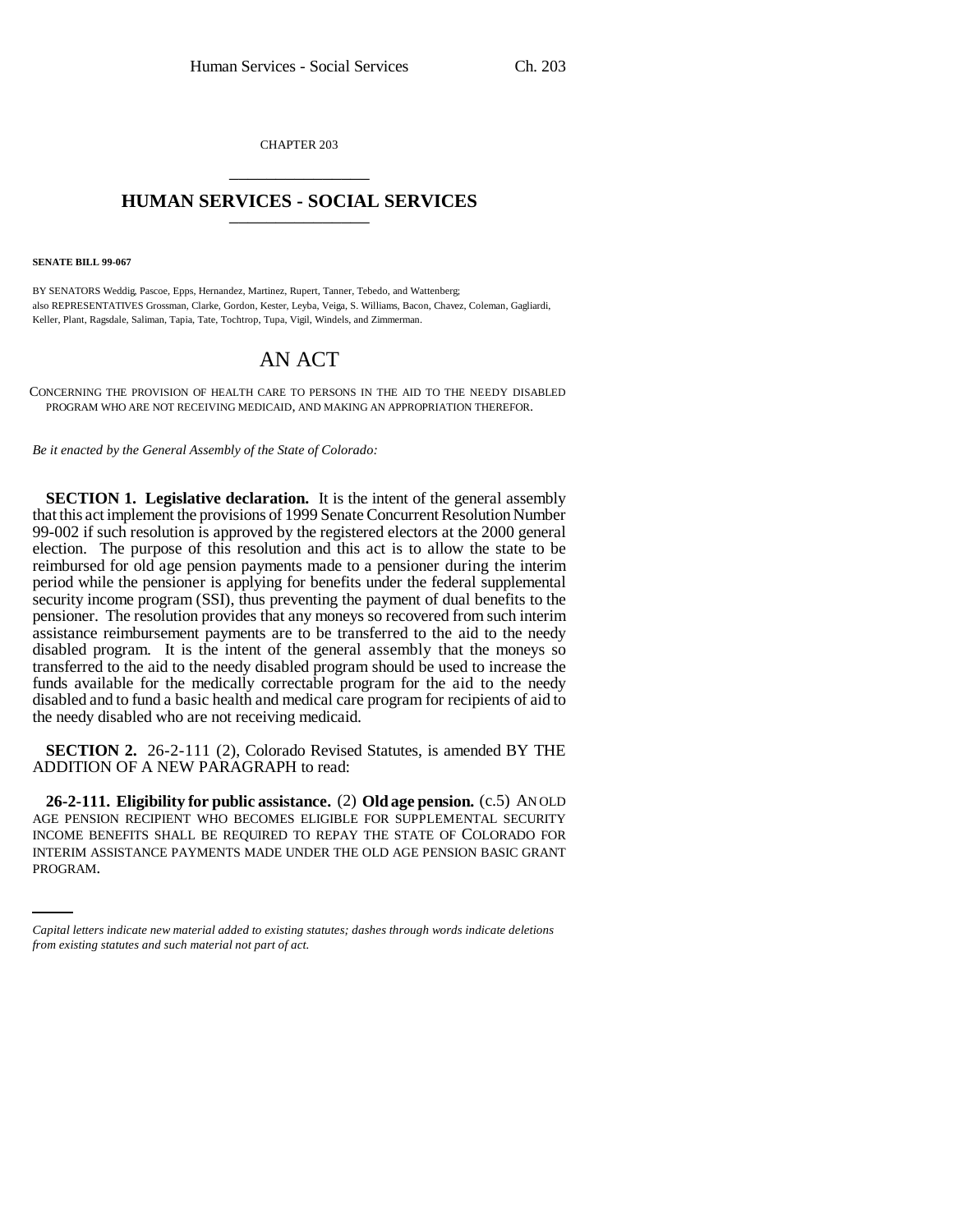CHAPTER 203

## HUMAN SERVICES - SOCIAL SERVICES

**SENATE BILL 99-067**

BY SENATORS Weddig, Pascoe, Epps, Hernandez, Martinez, Rupert, Tanner, Tebedo, and Wattenberg;
also REPRESENTATIVES Grossman, Clarke, Gordon, Kester, Leyba, Veiga, S. Williams, Bacon, Chavez, Coleman, Gagliardi, Keller, Plant, Ragsdale, Saliman, Tapia, Tate, Tochtrop, Tupa, Vigil, Windels, and Zimmerman.

# AN ACT

CONCERNING THE PROVISION OF HEALTH CARE TO PERSONS IN THE AID TO THE NEEDY DISABLED PROGRAM WHO ARE NOT RECEIVING MEDICAID, AND MAKING AN APPROPRIATION THEREFOR.

*Be it enacted by the General Assembly of the State of Colorado:*

**SECTION 1. Legislative declaration.** It is the intent of the general assembly that this act implement the provisions of 1999 Senate Concurrent Resolution Number 99-002 if such resolution is approved by the registered electors at the 2000 general election. The purpose of this resolution and this act is to allow the state to be reimbursed for old age pension payments made to a pensioner during the interim period while the pensioner is applying for benefits under the federal supplemental security income program (SSI), thus preventing the payment of dual benefits to the pensioner. The resolution provides that any moneys so recovered from such interim assistance reimbursement payments are to be transferred to the aid to the needy disabled program. It is the intent of the general assembly that the moneys so transferred to the aid to the needy disabled program should be used to increase the funds available for the medically correctable program for the aid to the needy disabled and to fund a basic health and medical care program for recipients of aid to the needy disabled who are not receiving medicaid.

**SECTION 2.** 26-2-111 (2), Colorado Revised Statutes, is amended BY THE ADDITION OF A NEW PARAGRAPH to read:

**26-2-111. Eligibility for public assistance.** (2) **Old age pension.** (c.5) AN OLD AGE PENSION RECIPIENT WHO BECOMES ELIGIBLE FOR SUPPLEMENTAL SECURITY INCOME BENEFITS SHALL BE REQUIRED TO REPAY THE STATE OF COLORADO FOR INTERIM ASSISTANCE PAYMENTS MADE UNDER THE OLD AGE PENSION BASIC GRANT PROGRAM.

*Capital letters indicate new material added to existing statutes; dashes through words indicate deletions from existing statutes and such material not part of act.*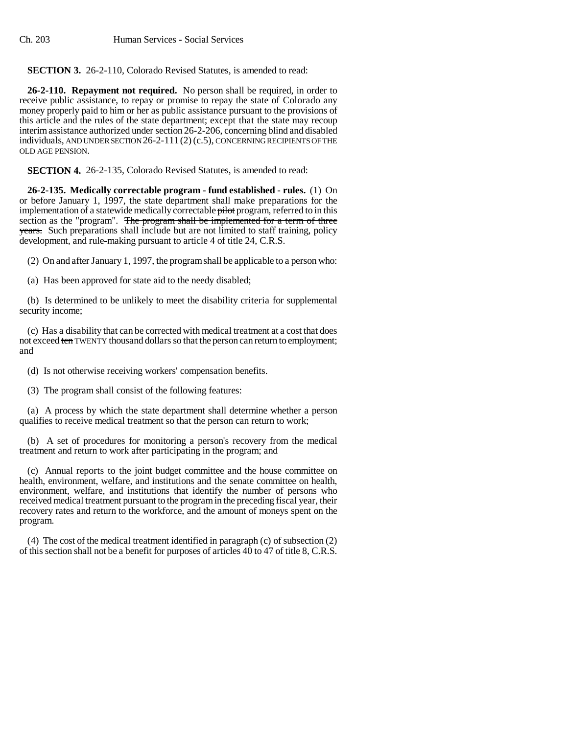**SECTION 3.** 26-2-110, Colorado Revised Statutes, is amended to read:

**26-2-110. Repayment not required.** No person shall be required, in order to receive public assistance, to repay or promise to repay the state of Colorado any money properly paid to him or her as public assistance pursuant to the provisions of this article and the rules of the state department; except that the state may recoup interim assistance authorized under section 26-2-206, concerning blind and disabled individuals, AND UNDER SECTION 26-2-111 (2) (c.5), CONCERNING RECIPIENTS OF THE OLD AGE PENSION.

**SECTION 4.** 26-2-135, Colorado Revised Statutes, is amended to read:

**26-2-135. Medically correctable program - fund established - rules.** (1) On or before January 1, 1997, the state department shall make preparations for the implementation of a statewide medically correctable ~~pilot~~ program, referred to in this section as the "program". ~~The program shall be implemented for a term of three years.~~ Such preparations shall include but are not limited to staff training, policy development, and rule-making pursuant to article 4 of title 24, C.R.S.

(2) On and after January 1, 1997, the program shall be applicable to a person who:

(a) Has been approved for state aid to the needy disabled;

(b) Is determined to be unlikely to meet the disability criteria for supplemental security income;

(c) Has a disability that can be corrected with medical treatment at a cost that does not exceed ~~ten~~ TWENTY thousand dollars so that the person can return to employment; and

(d) Is not otherwise receiving workers' compensation benefits.

(3) The program shall consist of the following features:

(a) A process by which the state department shall determine whether a person qualifies to receive medical treatment so that the person can return to work;

(b) A set of procedures for monitoring a person's recovery from the medical treatment and return to work after participating in the program; and

(c) Annual reports to the joint budget committee and the house committee on health, environment, welfare, and institutions and the senate committee on health, environment, welfare, and institutions that identify the number of persons who received medical treatment pursuant to the program in the preceding fiscal year, their recovery rates and return to the workforce, and the amount of moneys spent on the program.

(4) The cost of the medical treatment identified in paragraph (c) of subsection (2) of this section shall not be a benefit for purposes of articles 40 to 47 of title 8, C.R.S.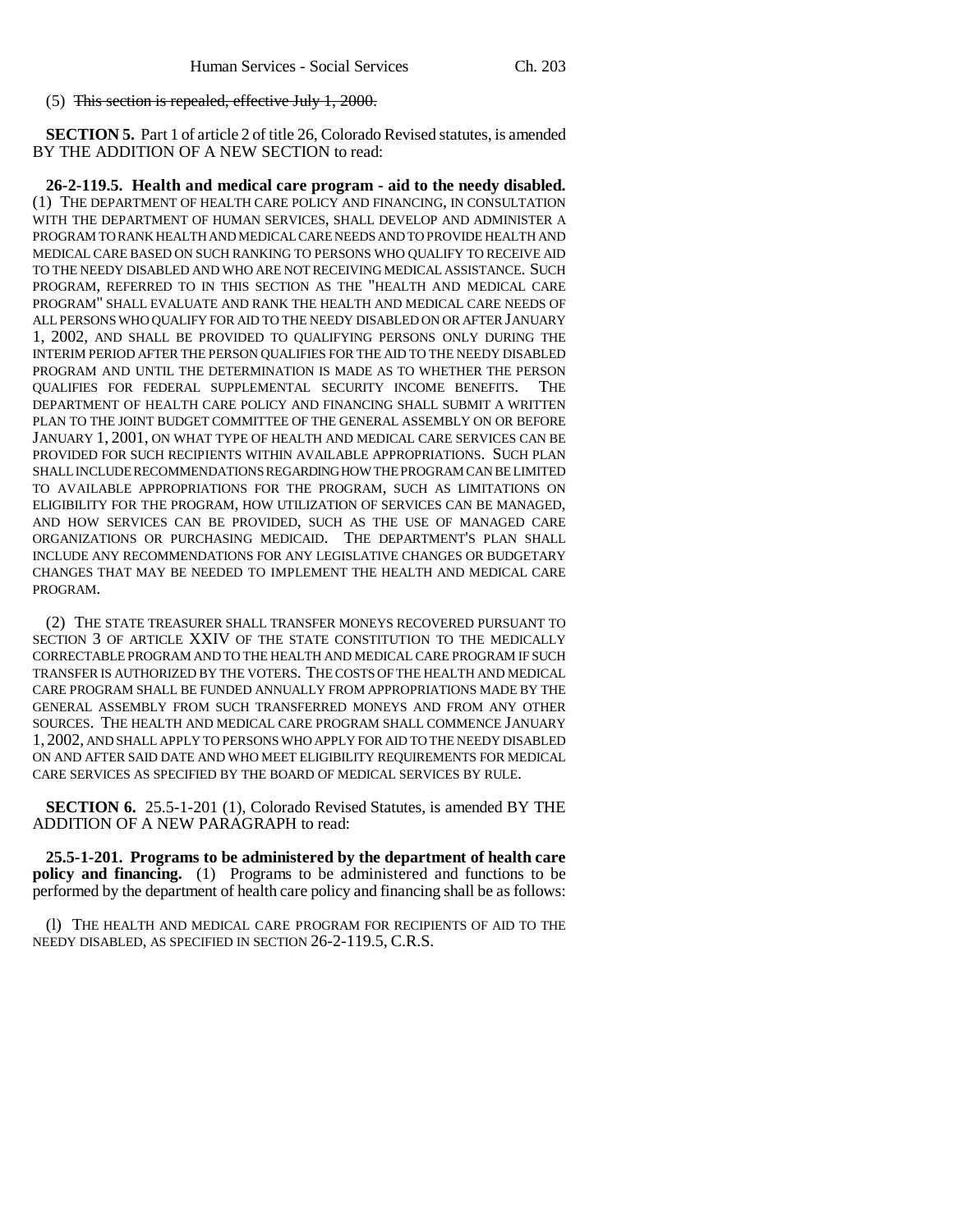(5) ~~This section is repealed, effective July 1, 2000.~~

**SECTION 5.** Part 1 of article 2 of title 26, Colorado Revised statutes, is amended BY THE ADDITION OF A NEW SECTION to read:

**26-2-119.5. Health and medical care program - aid to the needy disabled.** (1) THE DEPARTMENT OF HEALTH CARE POLICY AND FINANCING, IN CONSULTATION WITH THE DEPARTMENT OF HUMAN SERVICES, SHALL DEVELOP AND ADMINISTER A PROGRAM TO RANK HEALTH AND MEDICAL CARE NEEDS AND TO PROVIDE HEALTH AND MEDICAL CARE BASED ON SUCH RANKING TO PERSONS WHO QUALIFY TO RECEIVE AID TO THE NEEDY DISABLED AND WHO ARE NOT RECEIVING MEDICAL ASSISTANCE. SUCH PROGRAM, REFERRED TO IN THIS SECTION AS THE "HEALTH AND MEDICAL CARE PROGRAM" SHALL EVALUATE AND RANK THE HEALTH AND MEDICAL CARE NEEDS OF ALL PERSONS WHO QUALIFY FOR AID TO THE NEEDY DISABLED ON OR AFTER JANUARY 1, 2002, AND SHALL BE PROVIDED TO QUALIFYING PERSONS ONLY DURING THE INTERIM PERIOD AFTER THE PERSON QUALIFIES FOR THE AID TO THE NEEDY DISABLED PROGRAM AND UNTIL THE DETERMINATION IS MADE AS TO WHETHER THE PERSON QUALIFIES FOR FEDERAL SUPPLEMENTAL SECURITY INCOME BENEFITS. THE DEPARTMENT OF HEALTH CARE POLICY AND FINANCING SHALL SUBMIT A WRITTEN PLAN TO THE JOINT BUDGET COMMITTEE OF THE GENERAL ASSEMBLY ON OR BEFORE JANUARY 1, 2001, ON WHAT TYPE OF HEALTH AND MEDICAL CARE SERVICES CAN BE PROVIDED FOR SUCH RECIPIENTS WITHIN AVAILABLE APPROPRIATIONS. SUCH PLAN SHALL INCLUDE RECOMMENDATIONS REGARDING HOW THE PROGRAM CAN BE LIMITED TO AVAILABLE APPROPRIATIONS FOR THE PROGRAM, SUCH AS LIMITATIONS ON ELIGIBILITY FOR THE PROGRAM, HOW UTILIZATION OF SERVICES CAN BE MANAGED, AND HOW SERVICES CAN BE PROVIDED, SUCH AS THE USE OF MANAGED CARE ORGANIZATIONS OR PURCHASING MEDICAID. THE DEPARTMENT'S PLAN SHALL INCLUDE ANY RECOMMENDATIONS FOR ANY LEGISLATIVE CHANGES OR BUDGETARY CHANGES THAT MAY BE NEEDED TO IMPLEMENT THE HEALTH AND MEDICAL CARE PROGRAM.

(2) THE STATE TREASURER SHALL TRANSFER MONEYS RECOVERED PURSUANT TO SECTION 3 OF ARTICLE XXIV OF THE STATE CONSTITUTION TO THE MEDICALLY CORRECTABLE PROGRAM AND TO THE HEALTH AND MEDICAL CARE PROGRAM IF SUCH TRANSFER IS AUTHORIZED BY THE VOTERS. THE COSTS OF THE HEALTH AND MEDICAL CARE PROGRAM SHALL BE FUNDED ANNUALLY FROM APPROPRIATIONS MADE BY THE GENERAL ASSEMBLY FROM SUCH TRANSFERRED MONEYS AND FROM ANY OTHER SOURCES. THE HEALTH AND MEDICAL CARE PROGRAM SHALL COMMENCE JANUARY 1, 2002, AND SHALL APPLY TO PERSONS WHO APPLY FOR AID TO THE NEEDY DISABLED ON AND AFTER SAID DATE AND WHO MEET ELIGIBILITY REQUIREMENTS FOR MEDICAL CARE SERVICES AS SPECIFIED BY THE BOARD OF MEDICAL SERVICES BY RULE.

**SECTION 6.** 25.5-1-201 (1), Colorado Revised Statutes, is amended BY THE ADDITION OF A NEW PARAGRAPH to read:

**25.5-1-201. Programs to be administered by the department of health care policy and financing.** (1) Programs to be administered and functions to be performed by the department of health care policy and financing shall be as follows:

(l) THE HEALTH AND MEDICAL CARE PROGRAM FOR RECIPIENTS OF AID TO THE NEEDY DISABLED, AS SPECIFIED IN SECTION 26-2-119.5, C.R.S.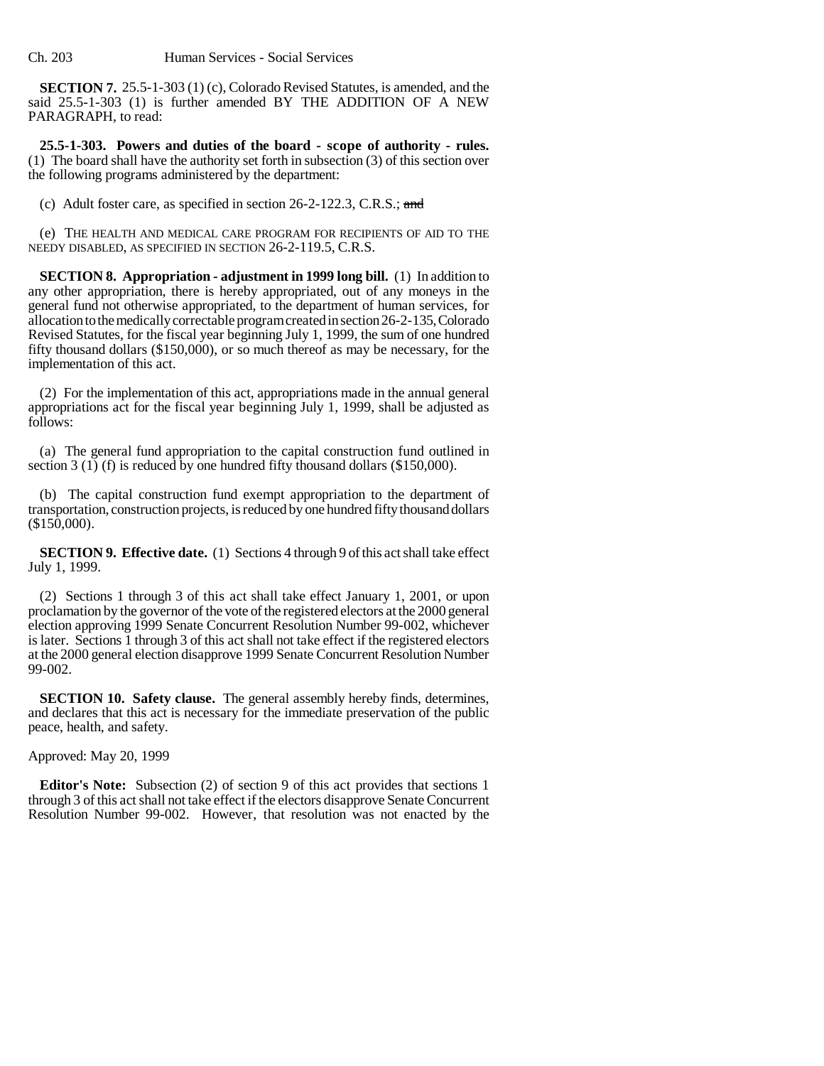**SECTION 7.** 25.5-1-303 (1) (c), Colorado Revised Statutes, is amended, and the said 25.5-1-303 (1) is further amended BY THE ADDITION OF A NEW PARAGRAPH, to read:

**25.5-1-303. Powers and duties of the board - scope of authority - rules.** (1) The board shall have the authority set forth in subsection (3) of this section over the following programs administered by the department:

(c) Adult foster care, as specified in section 26-2-122.3, C.R.S.; ~~and~~

(e) THE HEALTH AND MEDICAL CARE PROGRAM FOR RECIPIENTS OF AID TO THE NEEDY DISABLED, AS SPECIFIED IN SECTION 26-2-119.5, C.R.S.

**SECTION 8. Appropriation - adjustment in 1999 long bill.** (1) In addition to any other appropriation, there is hereby appropriated, out of any moneys in the general fund not otherwise appropriated, to the department of human services, for allocation to the medically correctable program created in section 26-2-135, Colorado Revised Statutes, for the fiscal year beginning July 1, 1999, the sum of one hundred fifty thousand dollars ($150,000), or so much thereof as may be necessary, for the implementation of this act.

(2) For the implementation of this act, appropriations made in the annual general appropriations act for the fiscal year beginning July 1, 1999, shall be adjusted as follows:

(a) The general fund appropriation to the capital construction fund outlined in section 3 (1) (f) is reduced by one hundred fifty thousand dollars ($150,000).

(b) The capital construction fund exempt appropriation to the department of transportation, construction projects, is reduced by one hundred fifty thousand dollars ($150,000).

**SECTION 9. Effective date.** (1) Sections 4 through 9 of this act shall take effect July 1, 1999.

(2) Sections 1 through 3 of this act shall take effect January 1, 2001, or upon proclamation by the governor of the vote of the registered electors at the 2000 general election approving 1999 Senate Concurrent Resolution Number 99-002, whichever is later. Sections 1 through 3 of this act shall not take effect if the registered electors at the 2000 general election disapprove 1999 Senate Concurrent Resolution Number 99-002.

**SECTION 10. Safety clause.** The general assembly hereby finds, determines, and declares that this act is necessary for the immediate preservation of the public peace, health, and safety.

Approved: May 20, 1999

**Editor's Note:** Subsection (2) of section 9 of this act provides that sections 1 through 3 of this act shall not take effect if the electors disapprove Senate Concurrent Resolution Number 99-002. However, that resolution was not enacted by the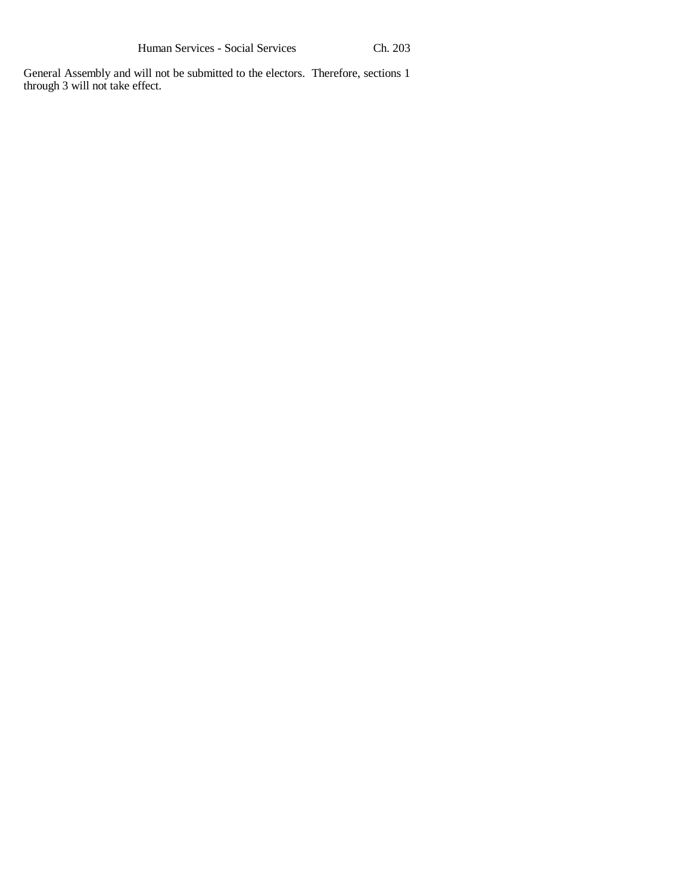General Assembly and will not be submitted to the electors. Therefore, sections 1 through 3 will not take effect.